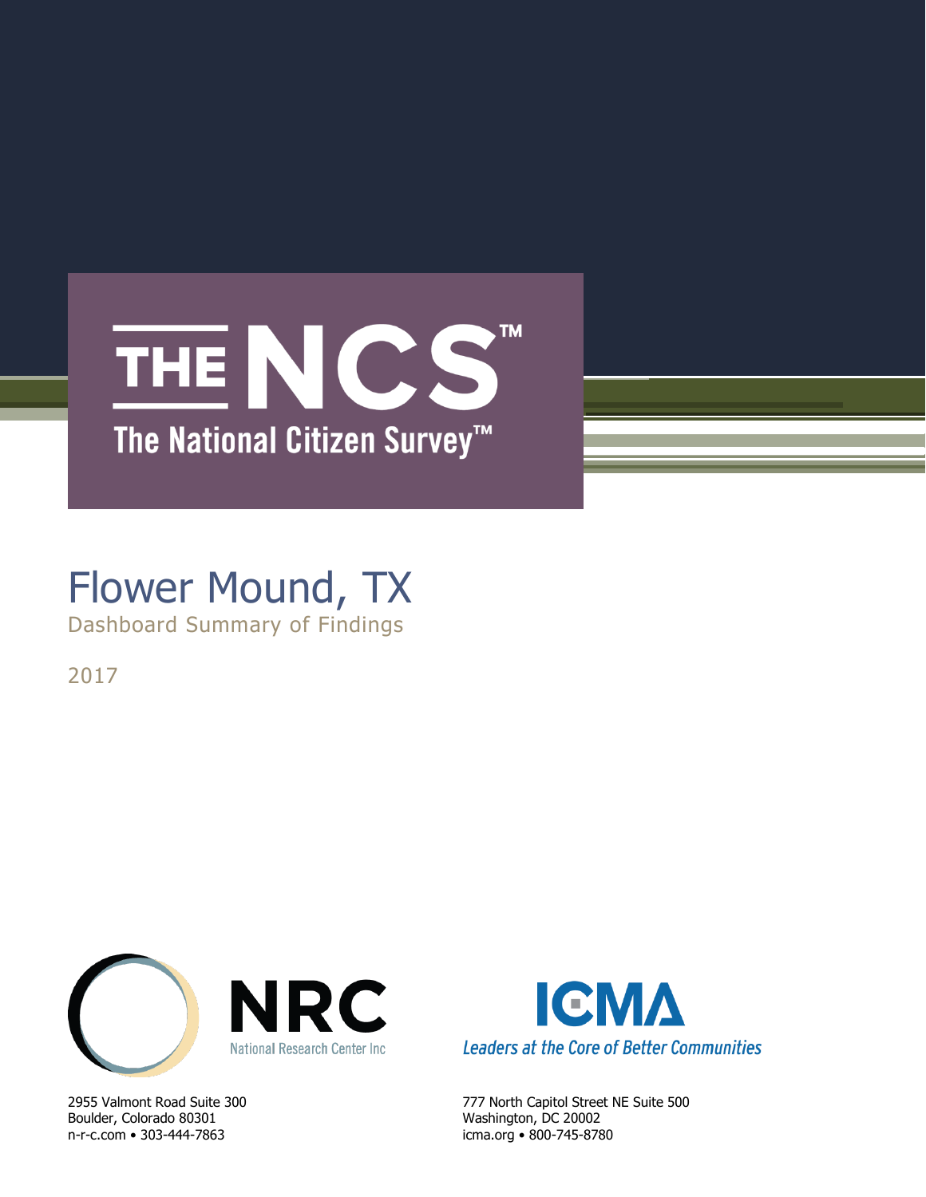# THE NCS™

## The National Citizen Survey™

# Flower Mound, TX

Dashboard Summary of Findings

2017

NRC
National Research Center Inc

2955 Valmont Road Suite 300
Boulder, Colorado 80301
n-r-c.com • 303-444-7863

ICMA
*Leaders at the Core of Better Communities*

777 North Capitol Street NE Suite 500
Washington, DC 20002
icma.org • 800-745-8780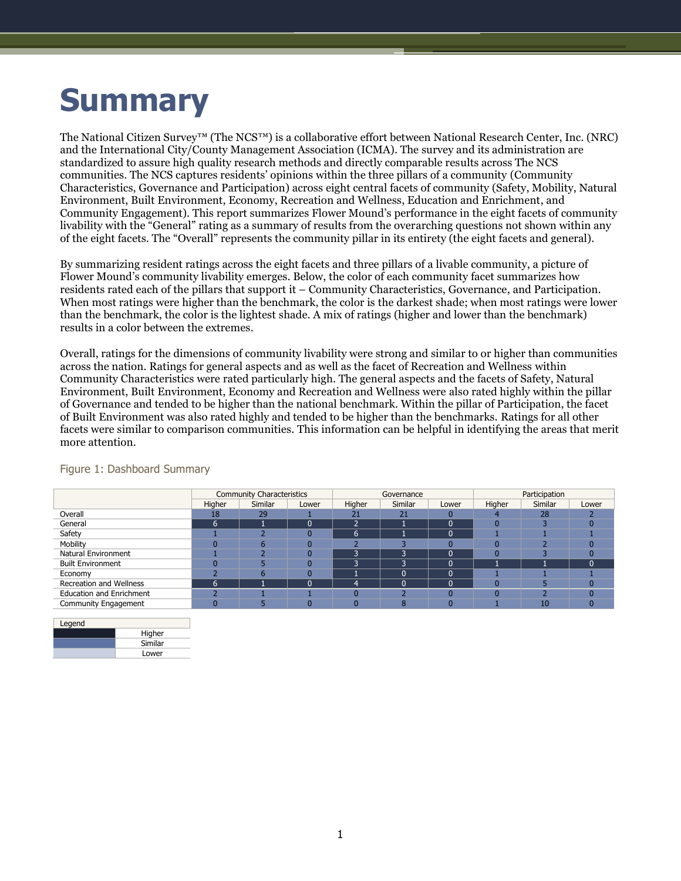# Summary

The National Citizen Survey™ (The NCS™) is a collaborative effort between National Research Center, Inc. (NRC) and the International City/County Management Association (ICMA). The survey and its administration are standardized to assure high quality research methods and directly comparable results across The NCS communities. The NCS captures residents' opinions within the three pillars of a community (Community Characteristics, Governance and Participation) across eight central facets of community (Safety, Mobility, Natural Environment, Built Environment, Economy, Recreation and Wellness, Education and Enrichment, and Community Engagement). This report summarizes Flower Mound's performance in the eight facets of community livability with the "General" rating as a summary of results from the overarching questions not shown within any of the eight facets. The "Overall" represents the community pillar in its entirety (the eight facets and general).

By summarizing resident ratings across the eight facets and three pillars of a livable community, a picture of Flower Mound's community livability emerges. Below, the color of each community facet summarizes how residents rated each of the pillars that support it – Community Characteristics, Governance, and Participation. When most ratings were higher than the benchmark, the color is the darkest shade; when most ratings were lower than the benchmark, the color is the lightest shade. A mix of ratings (higher and lower than the benchmark) results in a color between the extremes.

Overall, ratings for the dimensions of community livability were strong and similar to or higher than communities across the nation. Ratings for general aspects and as well as the facet of Recreation and Wellness within Community Characteristics were rated particularly high. The general aspects and the facets of Safety, Natural Environment, Built Environment, Economy and Recreation and Wellness were also rated highly within the pillar of Governance and tended to be higher than the national benchmark. Within the pillar of Participation, the facet of Built Environment was also rated highly and tended to be higher than the benchmarks. Ratings for all other facets were similar to comparison communities. This information can be helpful in identifying the areas that merit more attention.

Figure 1: Dashboard Summary

| | Community Characteristics | | | Governance | | | Participation | | |
|---|---|---|---|---|---|---|---|---|---|
| | Higher | Similar | Lower | Higher | Similar | Lower | Higher | Similar | Lower |
| Overall | 18 | 29 | 1 | 21 | 21 | 0 | 4 | 28 | 2 |
| General | 6 | 1 | 0 | 2 | 1 | 0 | 0 | 3 | 0 |
| Safety | 1 | 2 | 0 | 6 | 1 | 0 | 1 | 1 | 1 |
| Mobility | 0 | 6 | 0 | 2 | 3 | 0 | 0 | 2 | 0 |
| Natural Environment | 1 | 2 | 0 | 3 | 3 | 0 | 0 | 3 | 0 |
| Built Environment | 0 | 5 | 0 | 3 | 3 | 0 | 1 | 1 | 0 |
| Economy | 2 | 6 | 0 | 1 | 0 | 0 | 1 | 1 | 1 |
| Recreation and Wellness | 6 | 1 | 0 | 4 | 0 | 0 | 0 | 5 | 0 |
| Education and Enrichment | 2 | 1 | 1 | 0 | 2 | 0 | 0 | 2 | 0 |
| Community Engagement | 0 | 5 | 0 | 0 | 8 | 0 | 1 | 10 | 0 |

| Legend | |
|---|---|
| (darkest shade) | Higher |
| (medium shade) | Similar |
| (lightest shade) | Lower |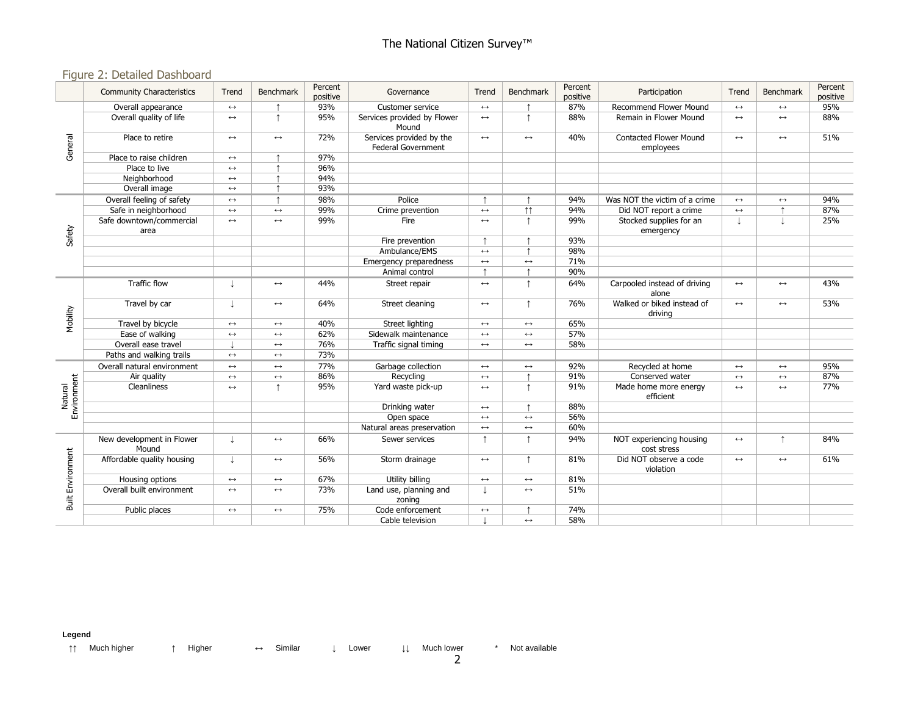## Figure 2: Detailed Dashboard

| | Community Characteristics | Trend | Benchmark | Percent positive | Governance | Trend | Benchmark | Percent positive | Participation | Trend | Benchmark | Percent positive |
|---|---|---|---|---|---|---|---|---|---|---|---|---|
| General | Overall appearance | ↔ | ↑ | 93% | Customer service | ↔ | ↑ | 87% | Recommend Flower Mound | ↔ | ↔ | 95% |
| | Overall quality of life | ↔ | ↑ | 95% | Services provided by Flower Mound | ↔ | ↑ | 88% | Remain in Flower Mound | ↔ | ↔ | 88% |
| | Place to retire | ↔ | ↔ | 72% | Services provided by the Federal Government | ↔ | ↔ | 40% | Contacted Flower Mound employees | ↔ | ↔ | 51% |
| | Place to raise children | ↔ | ↑ | 97% | | | | | | | | |
| | Place to live | ↔ | ↑ | 96% | | | | | | | | |
| | Neighborhood | ↔ | ↑ | 94% | | | | | | | | |
| | Overall image | ↔ | ↑ | 93% | | | | | | | | |
| Safety | Overall feeling of safety | ↔ | ↑ | 98% | Police | ↑ | ↑ | 94% | Was NOT the victim of a crime | ↔ | ↔ | 94% |
| | Safe in neighborhood | ↔ | ↔ | 99% | Crime prevention | ↔ | ↑↑ | 94% | Did NOT report a crime | ↔ | ↑ | 87% |
| | Safe downtown/commercial area | ↔ | ↔ | 99% | Fire | ↔ | ↑ | 99% | Stocked supplies for an emergency | ↓ | ↓ | 25% |
| | | | | | Fire prevention | ↑ | ↑ | 93% | | | | |
| | | | | | Ambulance/EMS | ↔ | ↑ | 98% | | | | |
| | | | | | Emergency preparedness | ↔ | ↔ | 71% | | | | |
| | | | | | Animal control | ↑ | ↑ | 90% | | | | |
| Mobility | Traffic flow | ↓ | ↔ | 44% | Street repair | ↔ | ↑ | 64% | Carpooled instead of driving alone | ↔ | ↔ | 43% |
| | Travel by car | ↓ | ↔ | 64% | Street cleaning | ↔ | ↑ | 76% | Walked or biked instead of driving | ↔ | ↔ | 53% |
| | Travel by bicycle | ↔ | ↔ | 40% | Street lighting | ↔ | ↔ | 65% | | | | |
| | Ease of walking | ↔ | ↔ | 62% | Sidewalk maintenance | ↔ | ↔ | 57% | | | | |
| | Overall ease travel | ↓ | ↔ | 76% | Traffic signal timing | ↔ | ↔ | 58% | | | | |
| | Paths and walking trails | ↔ | ↔ | 73% | | | | | | | | |
| Natural Environment | Overall natural environment | ↔ | ↔ | 77% | Garbage collection | ↔ | ↔ | 92% | Recycled at home | ↔ | ↔ | 95% |
| | Air quality | ↔ | ↔ | 86% | Recycling | ↔ | ↑ | 91% | Conserved water | ↔ | ↔ | 87% |
| | Cleanliness | ↔ | ↑ | 95% | Yard waste pick-up | ↔ | ↑ | 91% | Made home more energy efficient | ↔ | ↔ | 77% |
| | | | | | Drinking water | ↔ | ↑ | 88% | | | | |
| | | | | | Open space | ↔ | ↔ | 56% | | | | |
| | | | | | Natural areas preservation | ↔ | ↔ | 60% | | | | |
| Built Environment | New development in Flower Mound | ↓ | ↔ | 66% | Sewer services | ↑ | ↑ | 94% | NOT experiencing housing cost stress | ↔ | ↑ | 84% |
| | Affordable quality housing | ↓ | ↔ | 56% | Storm drainage | ↔ | ↑ | 81% | Did NOT observe a code violation | ↔ | ↔ | 61% |
| | Housing options | ↔ | ↔ | 67% | Utility billing | ↔ | ↔ | 81% | | | | |
| | Overall built environment | ↔ | ↔ | 73% | Land use, planning and zoning | ↓ | ↔ | 51% | | | | |
| | Public places | ↔ | ↔ | 75% | Code enforcement | ↔ | ↑ | 74% | | | | |
| | | | | | Cable television | ↓ | ↔ | 58% | | | | |

**Legend**

↑↑ Much higher ↑ Higher ↔ Similar ↓ Lower ↓↓ Much lower * Not available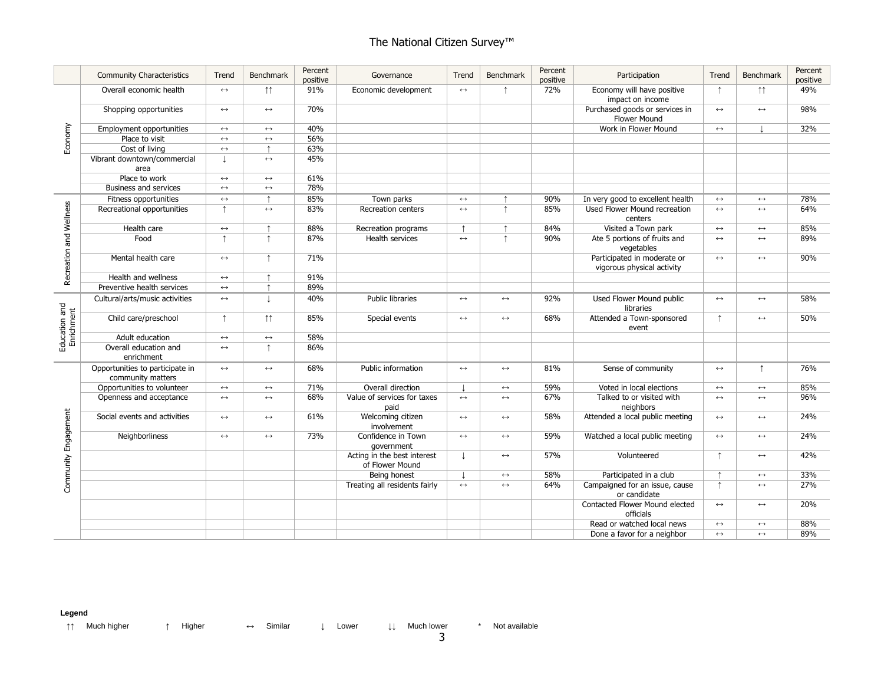# The National Citizen Survey™

| | Community Characteristics | Trend | Benchmark | Percent positive | Governance | Trend | Benchmark | Percent positive | Participation | Trend | Benchmark | Percent positive |
|---|---|---|---|---|---|---|---|---|---|---|---|---|
| Economy | Overall economic health | ↔ | ↑↑ | 91% | Economic development | ↔ | ↑ | 72% | Economy will have positive impact on income | ↑ | ↑↑ | 49% |
| | Shopping opportunities | ↔ | ↔ | 70% | | | | | Purchased goods or services in Flower Mound | ↔ | ↔ | 98% |
| | Employment opportunities | ↔ | ↔ | 40% | | | | | Work in Flower Mound | ↔ | ↓ | 32% |
| | Place to visit | ↔ | ↔ | 56% | | | | | | | | |
| | Cost of living | ↔ | ↑ | 63% | | | | | | | | |
| | Vibrant downtown/commercial area | ↓ | ↔ | 45% | | | | | | | | |
| | Place to work | ↔ | ↔ | 61% | | | | | | | | |
| | Business and services | ↔ | ↔ | 78% | | | | | | | | |
| Recreation and Wellness | Fitness opportunities | ↔ | ↑ | 85% | Town parks | ↔ | ↑ | 90% | In very good to excellent health | ↔ | ↔ | 78% |
| | Recreational opportunities | ↑ | ↔ | 83% | Recreation centers | ↔ | ↑ | 85% | Used Flower Mound recreation centers | ↔ | ↔ | 64% |
| | Health care | ↔ | ↑ | 88% | Recreation programs | ↑ | ↑ | 84% | Visited a Town park | ↔ | ↔ | 85% |
| | Food | ↑ | ↑ | 87% | Health services | ↔ | ↑ | 90% | Ate 5 portions of fruits and vegetables | ↔ | ↔ | 89% |
| | Mental health care | ↔ | ↑ | 71% | | | | | Participated in moderate or vigorous physical activity | ↔ | ↔ | 90% |
| | Health and wellness | ↔ | ↑ | 91% | | | | | | | | |
| | Preventive health services | ↔ | ↑ | 89% | | | | | | | | |
| Education and Enrichment | Cultural/arts/music activities | ↔ | ↓ | 40% | Public libraries | ↔ | ↔ | 92% | Used Flower Mound public libraries | ↔ | ↔ | 58% |
| | Child care/preschool | ↑ | ↑↑ | 85% | Special events | ↔ | ↔ | 68% | Attended a Town-sponsored event | ↑ | ↔ | 50% |
| | Adult education | ↔ | ↔ | 58% | | | | | | | | |
| | Overall education and enrichment | ↔ | ↑ | 86% | | | | | | | | |
| Community Engagement | Opportunities to participate in community matters | ↔ | ↔ | 68% | Public information | ↔ | ↔ | 81% | Sense of community | ↔ | ↑ | 76% |
| | Opportunities to volunteer | ↔ | ↔ | 71% | Overall direction | ↓ | ↔ | 59% | Voted in local elections | ↔ | ↔ | 85% |
| | Openness and acceptance | ↔ | ↔ | 68% | Value of services for taxes paid | ↔ | ↔ | 67% | Talked to or visited with neighbors | ↔ | ↔ | 96% |
| | Social events and activities | ↔ | ↔ | 61% | Welcoming citizen involvement | ↔ | ↔ | 58% | Attended a local public meeting | ↔ | ↔ | 24% |
| | Neighborliness | ↔ | ↔ | 73% | Confidence in Town government | ↔ | ↔ | 59% | Watched a local public meeting | ↔ | ↔ | 24% |
| | | | | | Acting in the best interest of Flower Mound | ↓ | ↔ | 57% | Volunteered | ↑ | ↔ | 42% |
| | | | | | Being honest | ↓ | ↔ | 58% | Participated in a club | ↑ | ↔ | 33% |
| | | | | | Treating all residents fairly | ↔ | ↔ | 64% | Campaigned for an issue, cause or candidate | ↑ | ↔ | 27% |
| | | | | | | | | | Contacted Flower Mound elected officials | ↔ | ↔ | 20% |
| | | | | | | | | | Read or watched local news | ↔ | ↔ | 88% |
| | | | | | | | | | Done a favor for a neighbor | ↔ | ↔ | 89% |

**Legend**

↑↑ Much higher ↑ Higher ↔ Similar ↓ Lower ↓↓ Much lower * Not available